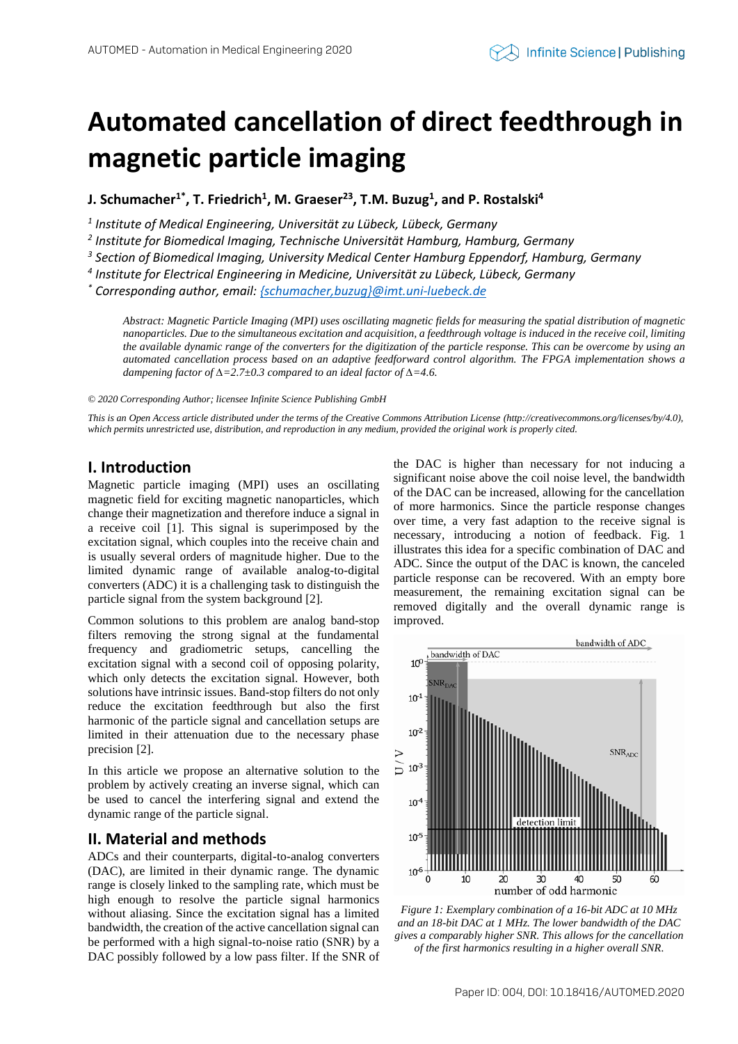# Automated cancellation of direct feedthrough in magnetic particle imaging

**J. Schumacher[1*], T. Friedrich[1], M. Graeser[23], T.M. Buzug[1], and P. Rostalski[4]**

*[1] Institute of Medical Engineering, Universität zu Lübeck, Lübeck, Germany*

*[2] Institute for Biomedical Imaging, Technische Universität Hamburg, Hamburg, Germany*

*[3] Section of Biomedical Imaging, University Medical Center Hamburg Eppendorf, Hamburg, Germany*

*[4] Institute for Electrical Engineering in Medicine, Universität zu Lübeck, Lübeck, Germany*

*[*] Corresponding author, email: {schumacher,buzug}@imt.uni-luebeck.de*

*Abstract: Magnetic Particle Imaging (MPI) uses oscillating magnetic fields for measuring the spatial distribution of magnetic nanoparticles. Due to the simultaneous excitation and acquisition, a feedthrough voltage is induced in the receive coil, limiting the available dynamic range of the converters for the digitization of the particle response. This can be overcome by using an automated cancellation process based on an adaptive feedforward control algorithm. The FPGA implementation shows a dampening factor of $\Delta$=2.7±0.3 compared to an ideal factor of $\Delta$=4.6.*

*© 2020 Corresponding Author; licensee Infinite Science Publishing GmbH*

*This is an Open Access article distributed under the terms of the Creative Commons Attribution License (http://creativecommons.org/licenses/by/4.0), which permits unrestricted use, distribution, and reproduction in any medium, provided the original work is properly cited.*

## I. Introduction

Magnetic particle imaging (MPI) uses an oscillating magnetic field for exciting magnetic nanoparticles, which change their magnetization and therefore induce a signal in a receive coil [1]. This signal is superimposed by the excitation signal, which couples into the receive chain and is usually several orders of magnitude higher. Due to the limited dynamic range of available analog-to-digital converters (ADC) it is a challenging task to distinguish the particle signal from the system background [2].

Common solutions to this problem are analog band-stop filters removing the strong signal at the fundamental frequency and gradiometric setups, cancelling the excitation signal with a second coil of opposing polarity, which only detects the excitation signal. However, both solutions have intrinsic issues. Band-stop filters do not only reduce the excitation feedthrough but also the first harmonic of the particle signal and cancellation setups are limited in their attenuation due to the necessary phase precision [2].

In this article we propose an alternative solution to the problem by actively creating an inverse signal, which can be used to cancel the interfering signal and extend the dynamic range of the particle signal.

## II. Material and methods

ADCs and their counterparts, digital-to-analog converters (DAC), are limited in their dynamic range. The dynamic range is closely linked to the sampling rate, which must be high enough to resolve the particle signal harmonics without aliasing. Since the excitation signal has a limited bandwidth, the creation of the active cancellation signal can be performed with a high signal-to-noise ratio (SNR) by a DAC possibly followed by a low pass filter. If the SNR of the DAC is higher than necessary for not inducing a significant noise above the coil noise level, the bandwidth of the DAC can be increased, allowing for the cancellation of more harmonics. Since the particle response changes over time, a very fast adaption to the receive signal is necessary, introducing a notion of feedback. Fig. 1 illustrates this idea for a specific combination of DAC and ADC. Since the output of the DAC is known, the canceled particle response can be recovered. With an empty bore measurement, the remaining excitation signal can be removed digitally and the overall dynamic range is improved.

*Figure 1: Exemplary combination of a 16-bit ADC at 10 MHz and an 18-bit DAC at 1 MHz. The lower bandwidth of the DAC gives a comparably higher SNR. This allows for the cancellation of the first harmonics resulting in a higher overall SNR.*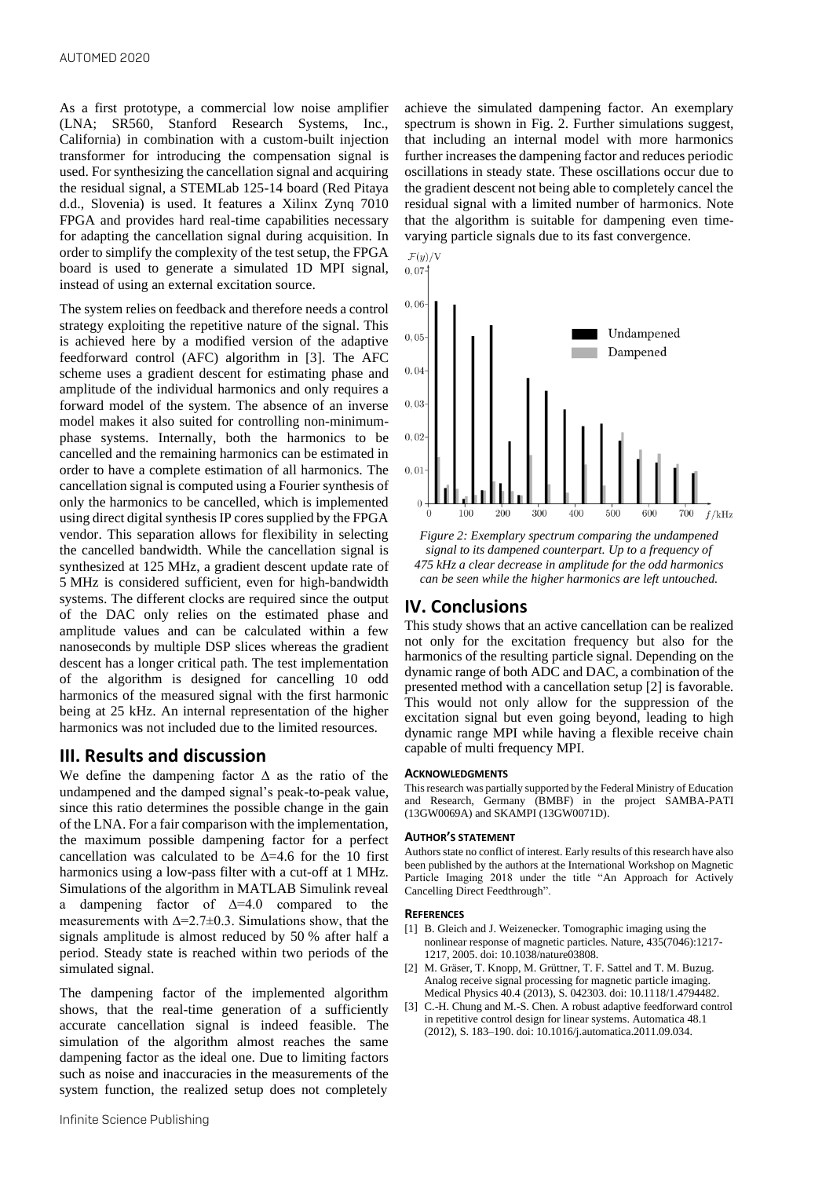As a first prototype, a commercial low noise amplifier (LNA; SR560, Stanford Research Systems, Inc., California) in combination with a custom-built injection transformer for introducing the compensation signal is used. For synthesizing the cancellation signal and acquiring the residual signal, a STEMLab 125-14 board (Red Pitaya d.d., Slovenia) is used. It features a Xilinx Zynq 7010 FPGA and provides hard real-time capabilities necessary for adapting the cancellation signal during acquisition. In order to simplify the complexity of the test setup, the FPGA board is used to generate a simulated 1D MPI signal, instead of using an external excitation source.

The system relies on feedback and therefore needs a control strategy exploiting the repetitive nature of the signal. This is achieved here by a modified version of the adaptive feedforward control (AFC) algorithm in [3]. The AFC scheme uses a gradient descent for estimating phase and amplitude of the individual harmonics and only requires a forward model of the system. The absence of an inverse model makes it also suited for controlling non-minimum-phase systems. Internally, both the harmonics to be cancelled and the remaining harmonics can be estimated in order to have a complete estimation of all harmonics. The cancellation signal is computed using a Fourier synthesis of only the harmonics to be cancelled, which is implemented using direct digital synthesis IP cores supplied by the FPGA vendor. This separation allows for flexibility in selecting the cancelled bandwidth. While the cancellation signal is synthesized at 125 MHz, a gradient descent update rate of 5 MHz is considered sufficient, even for high-bandwidth systems. The different clocks are required since the output of the DAC only relies on the estimated phase and amplitude values and can be calculated within a few nanoseconds by multiple DSP slices whereas the gradient descent has a longer critical path. The test implementation of the algorithm is designed for cancelling 10 odd harmonics of the measured signal with the first harmonic being at 25 kHz. An internal representation of the higher harmonics was not included due to the limited resources.

## III. Results and discussion

We define the dampening factor $\Delta$ as the ratio of the undampened and the damped signal's peak-to-peak value, since this ratio determines the possible change in the gain of the LNA. For a fair comparison with the implementation, the maximum possible dampening factor for a perfect cancellation was calculated to be $\Delta$=4.6 for the 10 first harmonics using a low-pass filter with a cut-off at 1 MHz. Simulations of the algorithm in MATLAB Simulink reveal a dampening factor of $\Delta$=4.0 compared to the measurements with $\Delta$=2.7±0.3. Simulations show, that the signals amplitude is almost reduced by 50 % after half a period. Steady state is reached within two periods of the simulated signal.

The dampening factor of the implemented algorithm shows, that the real-time generation of a sufficiently accurate cancellation signal is indeed feasible. The simulation of the algorithm almost reaches the same dampening factor as the ideal one. Due to limiting factors such as noise and inaccuracies in the measurements of the system function, the realized setup does not completely achieve the simulated dampening factor. An exemplary spectrum is shown in Fig. 2. Further simulations suggest, that including an internal model with more harmonics further increases the dampening factor and reduces periodic oscillations in steady state. These oscillations occur due to the gradient descent not being able to completely cancel the residual signal with a limited number of harmonics. Note that the algorithm is suitable for dampening even time-varying particle signals due to its fast convergence.

$\mathcal{F}(y)$/V
0, 07
0, 06
0, 05
0, 04
0, 03
0, 02
0, 01
0
0 100 200 300 400 500 600 700 $f$/kHz
Undampened
Dampened

*Figure 2: Exemplary spectrum comparing the undampened signal to its dampened counterpart. Up to a frequency of 475 kHz a clear decrease in amplitude for the odd harmonics can be seen while the higher harmonics are left untouched.*

## IV. Conclusions

This study shows that an active cancellation can be realized not only for the excitation frequency but also for the harmonics of the resulting particle signal. Depending on the dynamic range of both ADC and DAC, a combination of the presented method with a cancellation setup [2] is favorable. This would not only allow for the suppression of the excitation signal but even going beyond, leading to high dynamic range MPI while having a flexible receive chain capable of multi frequency MPI.

#### ACKNOWLEDGMENTS

This research was partially supported by the Federal Ministry of Education and Research, Germany (BMBF) in the project SAMBA-PATI (13GW0069A) and SKAMPI (13GW0071D).

#### AUTHOR'S STATEMENT

Authors state no conflict of interest. Early results of this research have also been published by the authors at the International Workshop on Magnetic Particle Imaging 2018 under the title "An Approach for Actively Cancelling Direct Feedthrough".

#### REFERENCES

[1] B. Gleich and J. Weizenecker. Tomographic imaging using the nonlinear response of magnetic particles. Nature, 435(7046):1217-1217, 2005. doi: 10.1038/nature03808.

[2] M. Gräser, T. Knopp, M. Grüttner, T. F. Sattel and T. M. Buzug. Analog receive signal processing for magnetic particle imaging. Medical Physics 40.4 (2013), S. 042303. doi: 10.1118/1.4794482.

[3] C.-H. Chung and M.-S. Chen. A robust adaptive feedforward control in repetitive control design for linear systems. Automatica 48.1 (2012), S. 183–190. doi: 10.1016/j.automatica.2011.09.034.